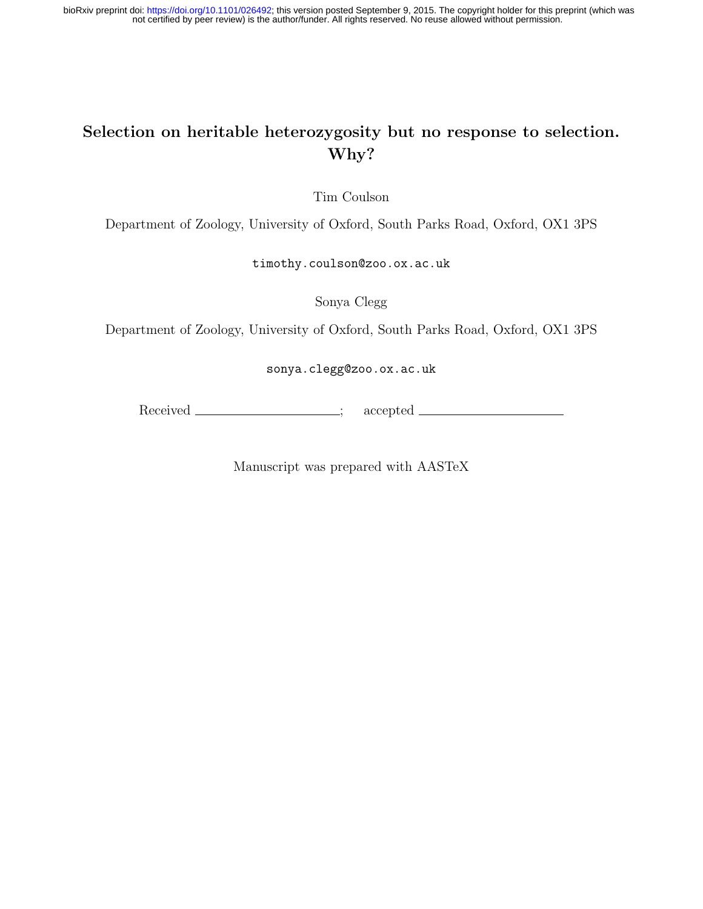# Selection on heritable heterozygosity but no response to selection. Why?

Tim Coulson

Department of Zoology, University of Oxford, South Parks Road, Oxford, OX1 3PS

timothy.coulson@zoo.ox.ac.uk

Sonya Clegg

Department of Zoology, University of Oxford, South Parks Road, Oxford, OX1 3PS

sonya.clegg@zoo.ox.ac.uk

Received \_\_\_\_\_\_\_\_\_\_\_\_\_\_\_\_\_\_\_\_; accepted \_\_\_\_\_\_\_\_\_\_\_\_\_\_\_\_\_\_\_\_

Manuscript was prepared with AASTeX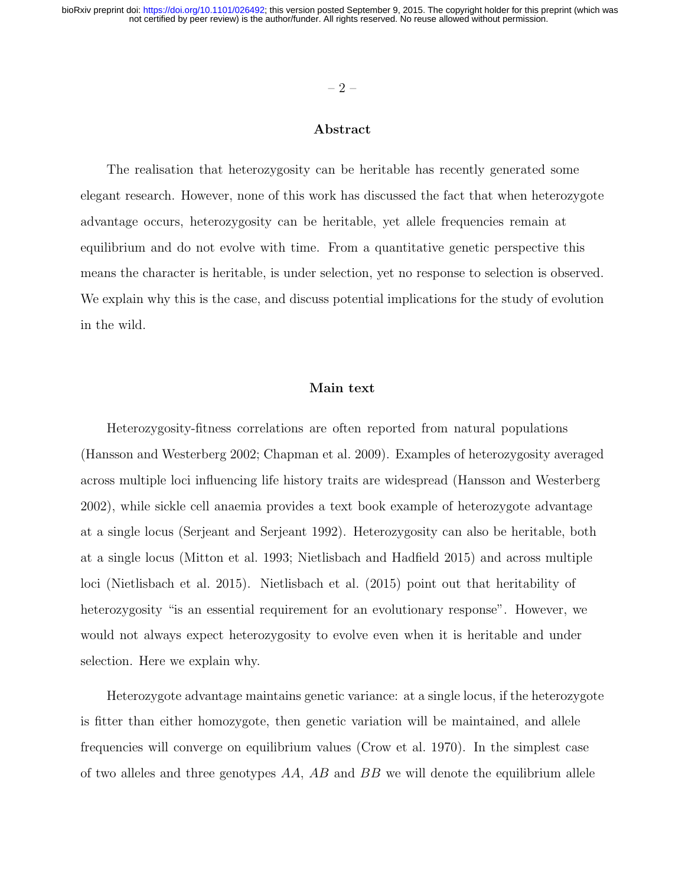## Abstract

The realisation that heterozygosity can be heritable has recently generated some elegant research. However, none of this work has discussed the fact that when heterozygote advantage occurs, heterozygosity can be heritable, yet allele frequencies remain at equilibrium and do not evolve with time. From a quantitative genetic perspective this means the character is heritable, is under selection, yet no response to selection is observed. We explain why this is the case, and discuss potential implications for the study of evolution in the wild.

## Main text

Heterozygosity-fitness correlations are often reported from natural populations (Hansson and Westerberg 2002; Chapman et al. 2009). Examples of heterozygosity averaged across multiple loci influencing life history traits are widespread (Hansson and Westerberg 2002), while sickle cell anaemia provides a text book example of heterozygote advantage at a single locus (Serjeant and Serjeant 1992). Heterozygosity can also be heritable, both at a single locus (Mitton et al. 1993; Nietlisbach and Hadfield 2015) and across multiple loci (Nietlisbach et al. 2015). Nietlisbach et al. (2015) point out that heritability of heterozygosity "is an essential requirement for an evolutionary response". However, we would not always expect heterozygosity to evolve even when it is heritable and under selection. Here we explain why.

Heterozygote advantage maintains genetic variance: at a single locus, if the heterozygote is fitter than either homozygote, then genetic variation will be maintained, and allele frequencies will converge on equilibrium values (Crow et al. 1970). In the simplest case of two alleles and three genotypes $AA$, $AB$ and $BB$ we will denote the equilibrium allele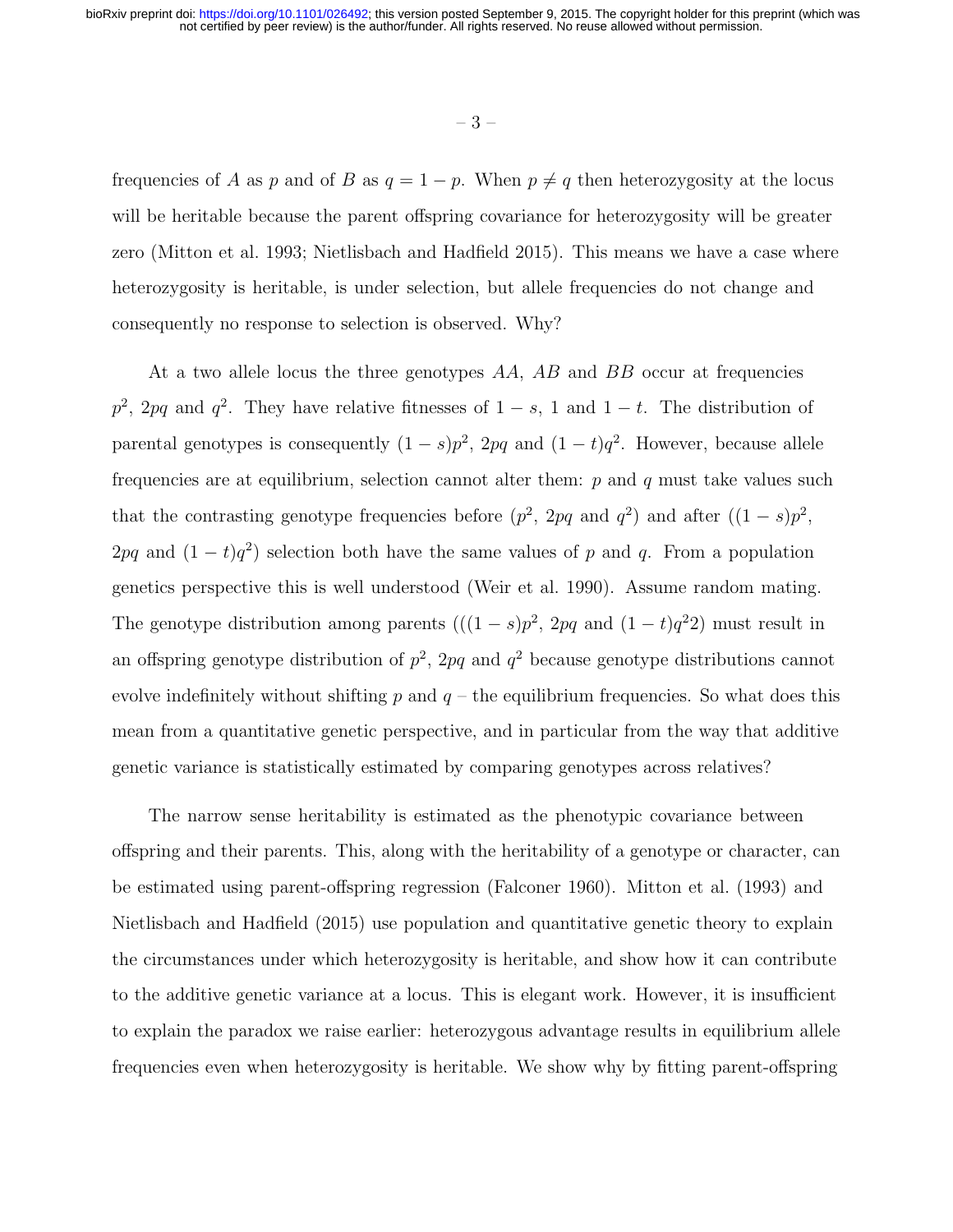frequencies of $A$ as $p$ and of $B$ as $q = 1 - p$. When $p \neq q$ then heterozygosity at the locus will be heritable because the parent offspring covariance for heterozygosity will be greater zero (Mitton et al. 1993; Nietlisbach and Hadfield 2015). This means we have a case where heterozygosity is heritable, is under selection, but allele frequencies do not change and consequently no response to selection is observed. Why?

At a two allele locus the three genotypes $AA$, $AB$ and $BB$ occur at frequencies $p^2$, $2pq$ and $q^2$. They have relative fitnesses of $1 - s$, 1 and $1 - t$. The distribution of parental genotypes is consequently $(1 - s)p^2$, $2pq$ and $(1 - t)q^2$. However, because allele frequencies are at equilibrium, selection cannot alter them: $p$ and $q$ must take values such that the contrasting genotype frequencies before ($p^2$, $2pq$ and $q^2$) and after ($(1 - s)p^2$, $2pq$ and $(1 - t)q^2$) selection both have the same values of $p$ and $q$. From a population genetics perspective this is well understood (Weir et al. 1990). Assume random mating. The genotype distribution among parents ($((1 - s)p^2$, $2pq$ and $(1 - t)q^2 2$) must result in an offspring genotype distribution of $p^2$, $2pq$ and $q^2$ because genotype distributions cannot evolve indefinitely without shifting $p$ and $q$ – the equilibrium frequencies. So what does this mean from a quantitative genetic perspective, and in particular from the way that additive genetic variance is statistically estimated by comparing genotypes across relatives?

The narrow sense heritability is estimated as the phenotypic covariance between offspring and their parents. This, along with the heritability of a genotype or character, can be estimated using parent-offspring regression (Falconer 1960). Mitton et al. (1993) and Nietlisbach and Hadfield (2015) use population and quantitative genetic theory to explain the circumstances under which heterozygosity is heritable, and show how it can contribute to the additive genetic variance at a locus. This is elegant work. However, it is insufficient to explain the paradox we raise earlier: heterozygous advantage results in equilibrium allele frequencies even when heterozygosity is heritable. We show why by fitting parent-offspring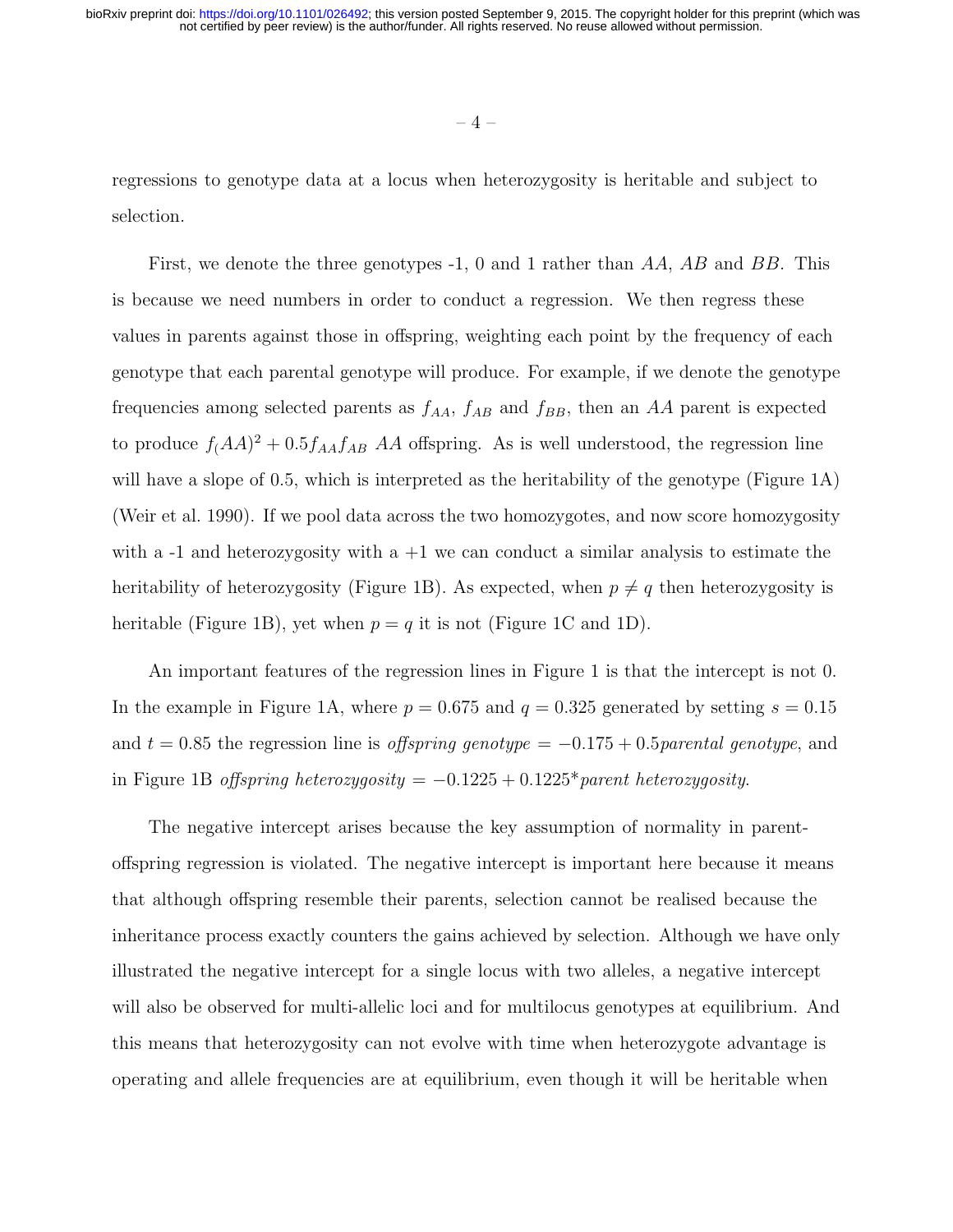regressions to genotype data at a locus when heterozygosity is heritable and subject to selection.

First, we denote the three genotypes -1, 0 and 1 rather than $AA$, $AB$ and $BB$. This is because we need numbers in order to conduct a regression. We then regress these values in parents against those in offspring, weighting each point by the frequency of each genotype that each parental genotype will produce. For example, if we denote the genotype frequencies among selected parents as $f_{AA}$, $f_{AB}$ and $f_{BB}$, then an $AA$ parent is expected to produce $f_(AA)^2 + 0.5 f_{AA} f_{AB}$ $AA$ offspring. As is well understood, the regression line will have a slope of 0.5, which is interpreted as the heritability of the genotype (Figure 1A) (Weir et al. 1990). If we pool data across the two homozygotes, and now score homozygosity with a -1 and heterozygosity with a +1 we can conduct a similar analysis to estimate the heritability of heterozygosity (Figure 1B). As expected, when $p \neq q$ then heterozygosity is heritable (Figure 1B), yet when $p = q$ it is not (Figure 1C and 1D).

An important features of the regression lines in Figure 1 is that the intercept is not 0. In the example in Figure 1A, where $p = 0.675$ and $q = 0.325$ generated by setting $s = 0.15$ and $t = 0.85$ the regression line is *offspring genotype* $= -0.175 + 0.5$*parental genotype*, and in Figure 1B *offspring heterozygosity* $= -0.1225 + 0.1225$\**parent heterozygosity*.

The negative intercept arises because the key assumption of normality in parent-offspring regression is violated. The negative intercept is important here because it means that although offspring resemble their parents, selection cannot be realised because the inheritance process exactly counters the gains achieved by selection. Although we have only illustrated the negative intercept for a single locus with two alleles, a negative intercept will also be observed for multi-allelic loci and for multilocus genotypes at equilibrium. And this means that heterozygosity can not evolve with time when heterozygote advantage is operating and allele frequencies are at equilibrium, even though it will be heritable when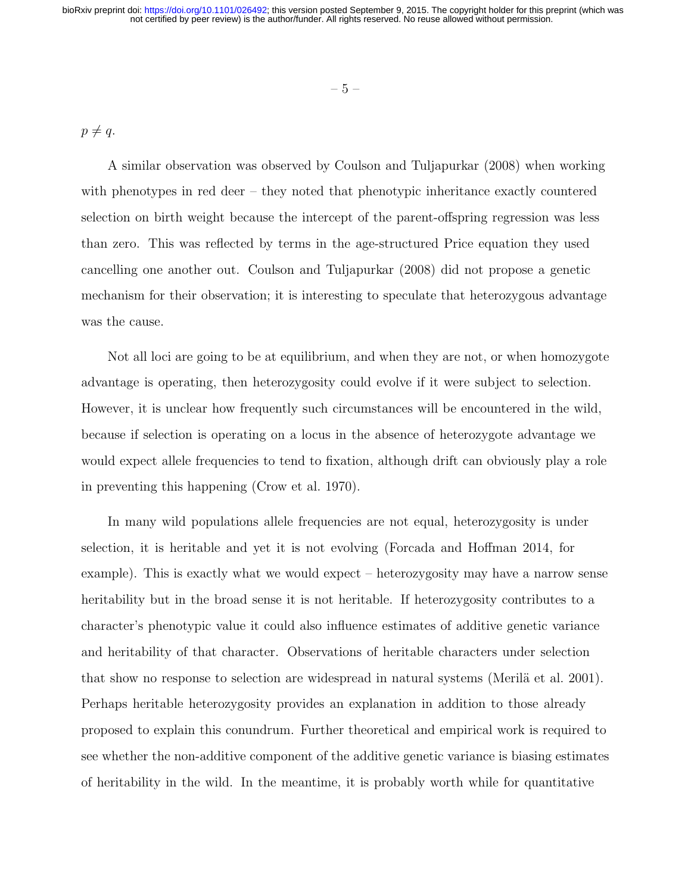$p \neq q$.

A similar observation was observed by Coulson and Tuljapurkar (2008) when working with phenotypes in red deer – they noted that phenotypic inheritance exactly countered selection on birth weight because the intercept of the parent-offspring regression was less than zero. This was reflected by terms in the age-structured Price equation they used cancelling one another out. Coulson and Tuljapurkar (2008) did not propose a genetic mechanism for their observation; it is interesting to speculate that heterozygous advantage was the cause.

Not all loci are going to be at equilibrium, and when they are not, or when homozygote advantage is operating, then heterozygosity could evolve if it were subject to selection. However, it is unclear how frequently such circumstances will be encountered in the wild, because if selection is operating on a locus in the absence of heterozygote advantage we would expect allele frequencies to tend to fixation, although drift can obviously play a role in preventing this happening (Crow et al. 1970).

In many wild populations allele frequencies are not equal, heterozygosity is under selection, it is heritable and yet it is not evolving (Forcada and Hoffman 2014, for example). This is exactly what we would expect – heterozygosity may have a narrow sense heritability but in the broad sense it is not heritable. If heterozygosity contributes to a character's phenotypic value it could also influence estimates of additive genetic variance and heritability of that character. Observations of heritable characters under selection that show no response to selection are widespread in natural systems (Merilä et al. 2001). Perhaps heritable heterozygosity provides an explanation in addition to those already proposed to explain this conundrum. Further theoretical and empirical work is required to see whether the non-additive component of the additive genetic variance is biasing estimates of heritability in the wild. In the meantime, it is probably worth while for quantitative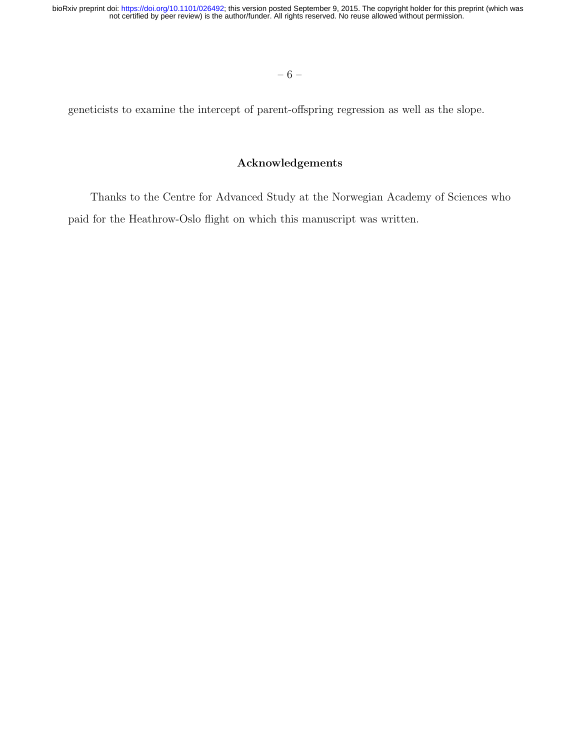geneticists to examine the intercept of parent-offspring regression as well as the slope.

## Acknowledgements

Thanks to the Centre for Advanced Study at the Norwegian Academy of Sciences who paid for the Heathrow-Oslo flight on which this manuscript was written.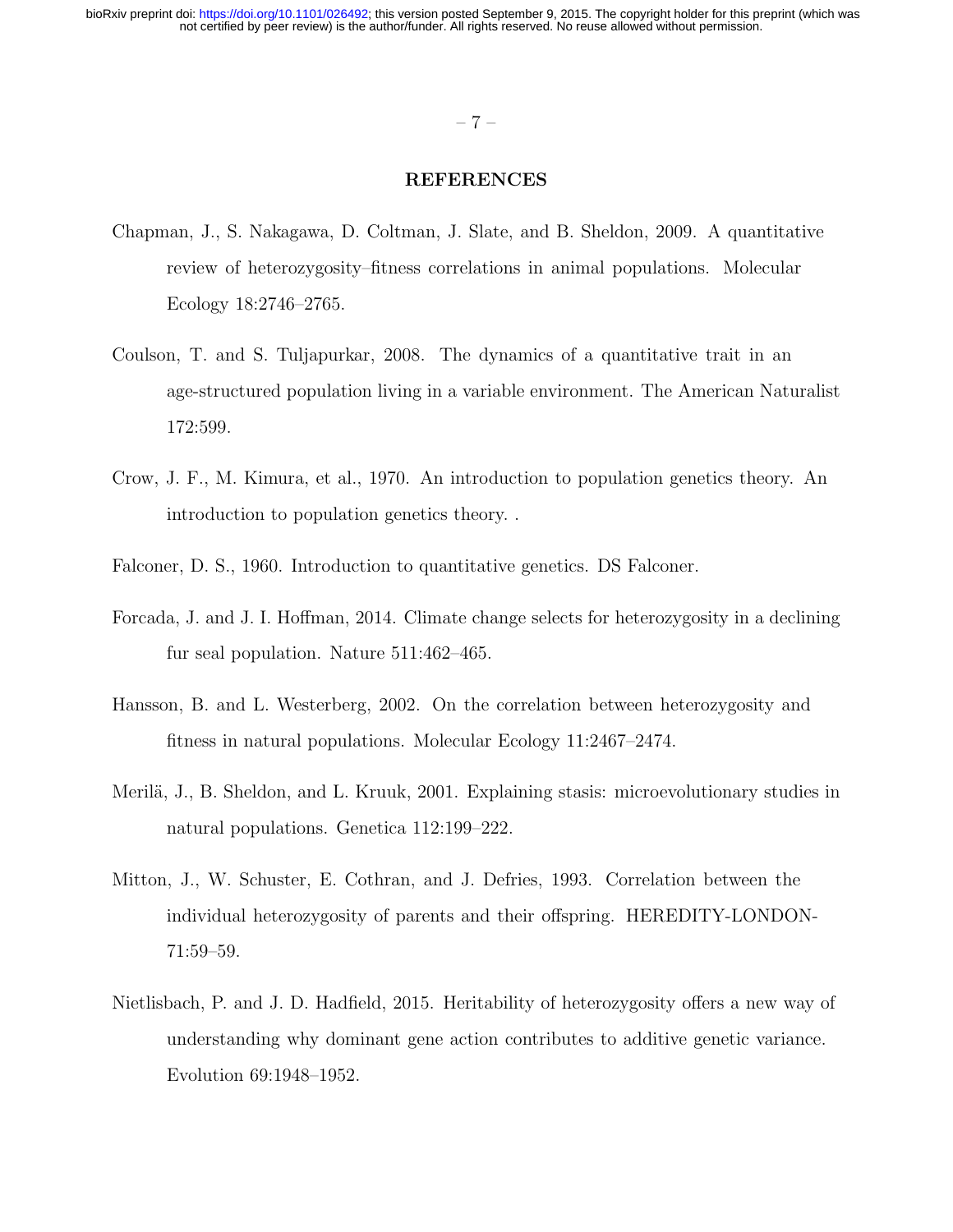## REFERENCES

Chapman, J., S. Nakagawa, D. Coltman, J. Slate, and B. Sheldon, 2009. A quantitative review of heterozygosity–fitness correlations in animal populations. Molecular Ecology 18:2746–2765.

Coulson, T. and S. Tuljapurkar, 2008. The dynamics of a quantitative trait in an age-structured population living in a variable environment. The American Naturalist 172:599.

Crow, J. F., M. Kimura, et al., 1970. An introduction to population genetics theory. An introduction to population genetics theory. .

Falconer, D. S., 1960. Introduction to quantitative genetics. DS Falconer.

Forcada, J. and J. I. Hoffman, 2014. Climate change selects for heterozygosity in a declining fur seal population. Nature 511:462–465.

Hansson, B. and L. Westerberg, 2002. On the correlation between heterozygosity and fitness in natural populations. Molecular Ecology 11:2467–2474.

Merilä, J., B. Sheldon, and L. Kruuk, 2001. Explaining stasis: microevolutionary studies in natural populations. Genetica 112:199–222.

Mitton, J., W. Schuster, E. Cothran, and J. Defries, 1993. Correlation between the individual heterozygosity of parents and their offspring. HEREDITY-LONDON- 71:59–59.

Nietlisbach, P. and J. D. Hadfield, 2015. Heritability of heterozygosity offers a new way of understanding why dominant gene action contributes to additive genetic variance. Evolution 69:1948–1952.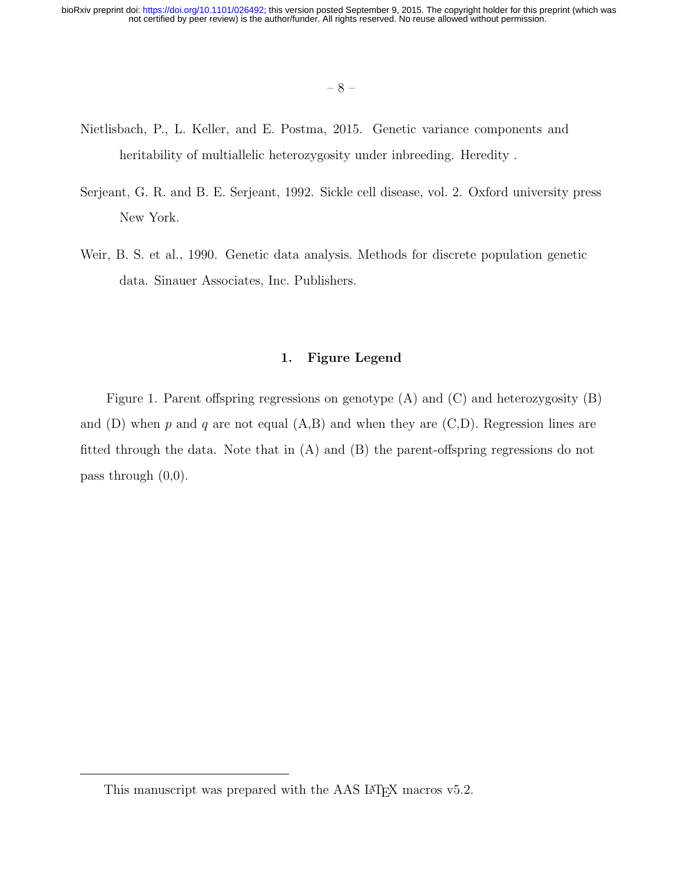Nietlisbach, P., L. Keller, and E. Postma, 2015. Genetic variance components and heritability of multiallelic heterozygosity under inbreeding. Heredity .

Serjeant, G. R. and B. E. Serjeant, 1992. Sickle cell disease, vol. 2. Oxford university press New York.

Weir, B. S. et al., 1990. Genetic data analysis. Methods for discrete population genetic data. Sinauer Associates, Inc. Publishers.

## 1. Figure Legend

Figure 1. Parent offspring regressions on genotype (A) and (C) and heterozygosity (B) and (D) when $p$ and $q$ are not equal (A,B) and when they are (C,D). Regression lines are fitted through the data. Note that in (A) and (B) the parent-offspring regressions do not pass through (0,0).

---

This manuscript was prepared with the AAS LaTeX macros v5.2.